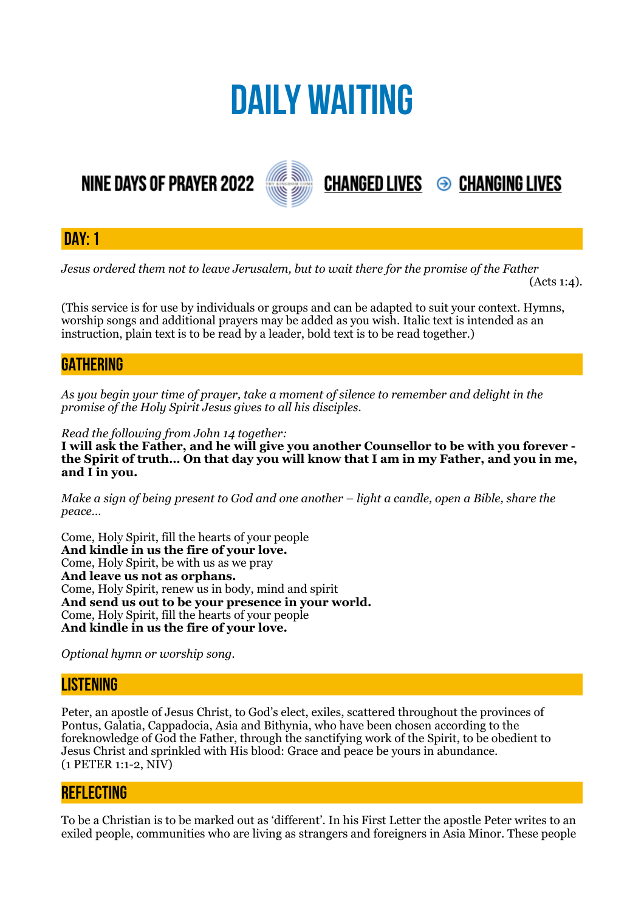# DAILY WAITING

NINE DAYS OF PRAYER 2022 **CHANGED LIVES** ⊖ **CHANGING LIVES**

## DAY: 1

*Jesus ordered them not to leave Jerusalem, but to wait there for the promise of the Father* (Acts 1:4).

(This service is for use by individuals or groups and can be adapted to suit your context. Hymns, worship songs and additional prayers may be added as you wish. Italic text is intended as an instruction, plain text is to be read by a leader, bold text is to be read together.)

## GATHERING

*As you begin your time of prayer, take a moment of silence to remember and delight in the promise of the Holy Spirit Jesus gives to all his disciples.*

*Read the following from John 14 together:*
**I will ask the Father, and he will give you another Counsellor to be with you forever - the Spirit of truth… On that day you will know that I am in my Father, and you in me, and I in you.**

*Make a sign of being present to God and one another – light a candle, open a Bible, share the peace…*

Come, Holy Spirit, fill the hearts of your people
**And kindle in us the fire of your love.**
Come, Holy Spirit, be with us as we pray
**And leave us not as orphans.**
Come, Holy Spirit, renew us in body, mind and spirit
**And send us out to be your presence in your world.**
Come, Holy Spirit, fill the hearts of your people
**And kindle in us the fire of your love.**

*Optional hymn or worship song.*

## LISTENING

Peter, an apostle of Jesus Christ, to God's elect, exiles, scattered throughout the provinces of Pontus, Galatia, Cappadocia, Asia and Bithynia, who have been chosen according to the foreknowledge of God the Father, through the sanctifying work of the Spirit, to be obedient to Jesus Christ and sprinkled with His blood: Grace and peace be yours in abundance.
(1 PETER 1:1-2, NIV)

## REFLECTING

To be a Christian is to be marked out as 'different'. In his First Letter the apostle Peter writes to an exiled people, communities who are living as strangers and foreigners in Asia Minor. These people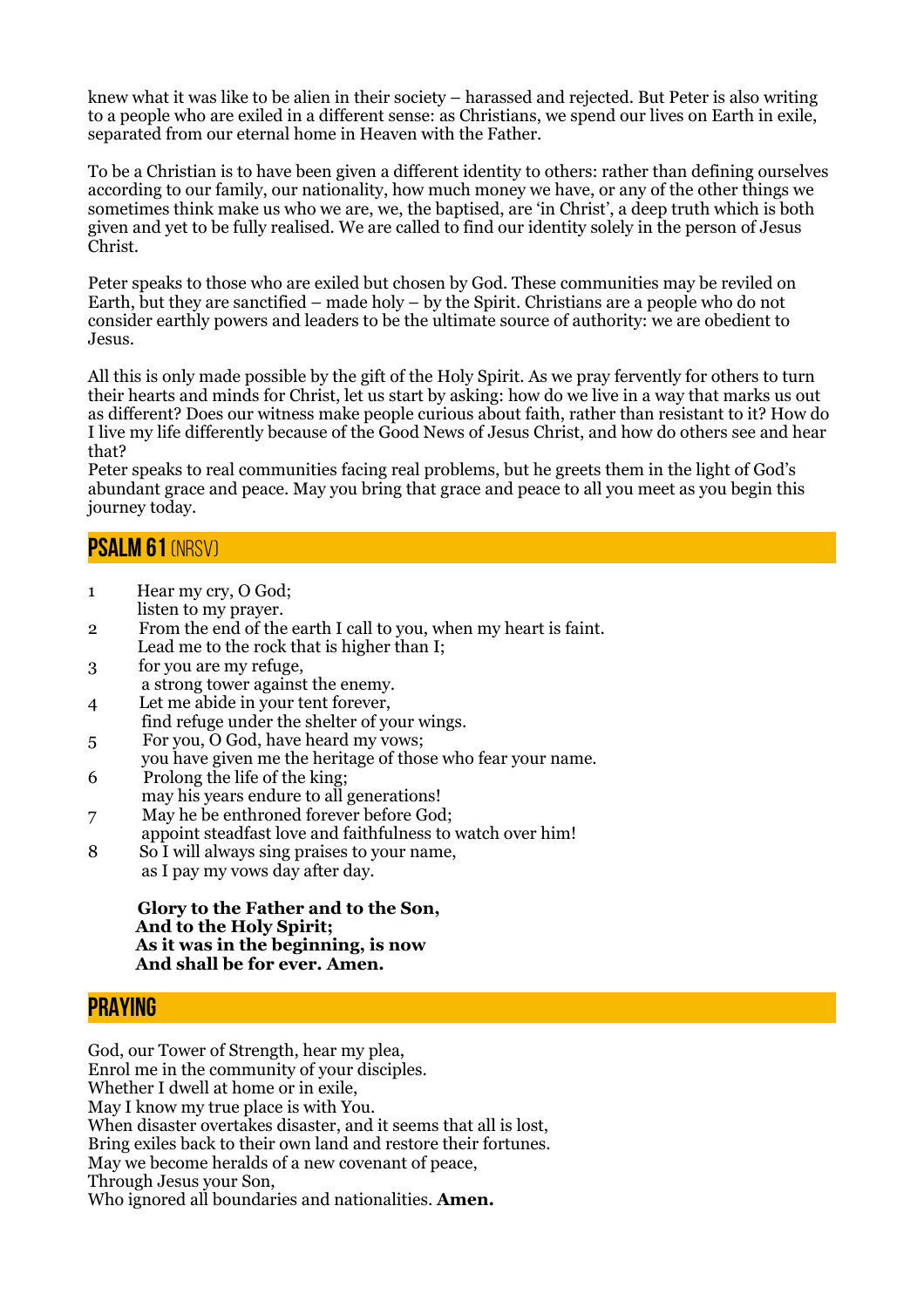knew what it was like to be alien in their society – harassed and rejected. But Peter is also writing to a people who are exiled in a different sense: as Christians, we spend our lives on Earth in exile, separated from our eternal home in Heaven with the Father.

To be a Christian is to have been given a different identity to others: rather than defining ourselves according to our family, our nationality, how much money we have, or any of the other things we sometimes think make us who we are, we, the baptised, are 'in Christ', a deep truth which is both given and yet to be fully realised. We are called to find our identity solely in the person of Jesus Christ.

Peter speaks to those who are exiled but chosen by God. These communities may be reviled on Earth, but they are sanctified – made holy – by the Spirit. Christians are a people who do not consider earthly powers and leaders to be the ultimate source of authority: we are obedient to Jesus.

All this is only made possible by the gift of the Holy Spirit. As we pray fervently for others to turn their hearts and minds for Christ, let us start by asking: how do we live in a way that marks us out as different? Does our witness make people curious about faith, rather than resistant to it? How do I live my life differently because of the Good News of Jesus Christ, and how do others see and hear that?

Peter speaks to real communities facing real problems, but he greets them in the light of God's abundant grace and peace. May you bring that grace and peace to all you meet as you begin this journey today.

## PSALM 61 (NRSV)

1 Hear my cry, O God;
listen to my prayer.
2 From the end of the earth I call to you, when my heart is faint.
Lead me to the rock that is higher than I;
3 for you are my refuge,
a strong tower against the enemy.
4 Let me abide in your tent forever,
find refuge under the shelter of your wings.
5 For you, O God, have heard my vows;
you have given me the heritage of those who fear your name.
6 Prolong the life of the king;
may his years endure to all generations!
7 May he be enthroned forever before God;
appoint steadfast love and faithfulness to watch over him!
8 So I will always sing praises to your name,
as I pay my vows day after day.

**Glory to the Father and to the Son,**
**And to the Holy Spirit;**
**As it was in the beginning, is now**
**And shall be for ever. Amen.**

## PRAYING

God, our Tower of Strength, hear my plea,
Enrol me in the community of your disciples.
Whether I dwell at home or in exile,
May I know my true place is with You.
When disaster overtakes disaster, and it seems that all is lost,
Bring exiles back to their own land and restore their fortunes.
May we become heralds of a new covenant of peace,
Through Jesus your Son,
Who ignored all boundaries and nationalities. **Amen.**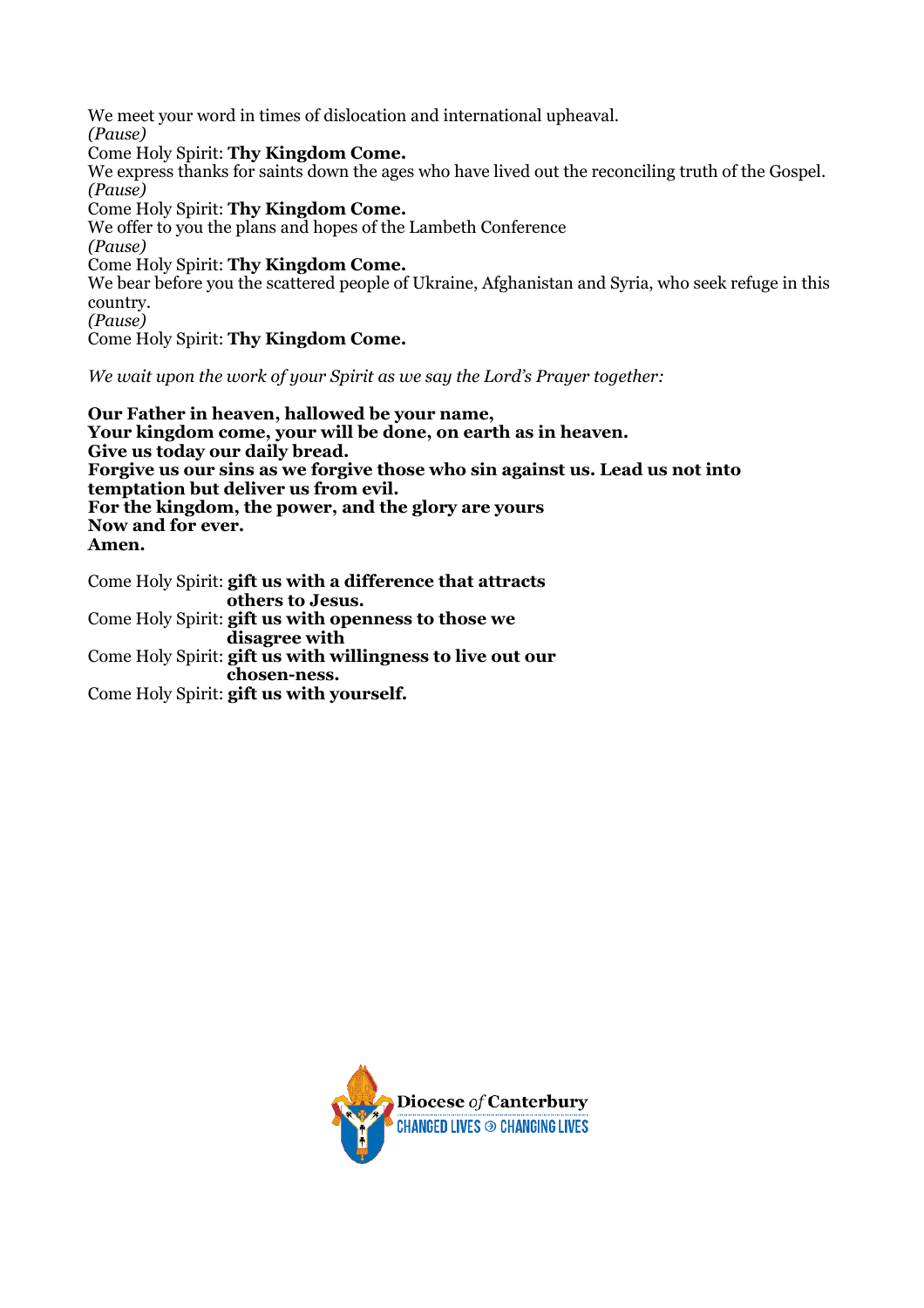We meet your word in times of dislocation and international upheaval.
*(Pause)*
Come Holy Spirit: **Thy Kingdom Come.**
We express thanks for saints down the ages who have lived out the reconciling truth of the Gospel.
*(Pause)*
Come Holy Spirit: **Thy Kingdom Come.**
We offer to you the plans and hopes of the Lambeth Conference
*(Pause)*
Come Holy Spirit: **Thy Kingdom Come.**
We bear before you the scattered people of Ukraine, Afghanistan and Syria, who seek refuge in this country.
*(Pause)*
Come Holy Spirit: **Thy Kingdom Come.**

*We wait upon the work of your Spirit as we say the Lord's Prayer together:*

**Our Father in heaven, hallowed be your name,**
**Your kingdom come, your will be done, on earth as in heaven.**
**Give us today our daily bread.**
**Forgive us our sins as we forgive those who sin against us. Lead us not into temptation but deliver us from evil.**
**For the kingdom, the power, and the glory are yours**
**Now and for ever.**
**Amen.**

Come Holy Spirit: **gift us with a difference that attracts others to Jesus.**
Come Holy Spirit: **gift us with openness to those we disagree with**
Come Holy Spirit: **gift us with willingness to live out our chosen-ness.**
Come Holy Spirit: **gift us with yourself.**

Diocese *of* Canterbury
CHANGED LIVES ⊛ CHANGING LIVES